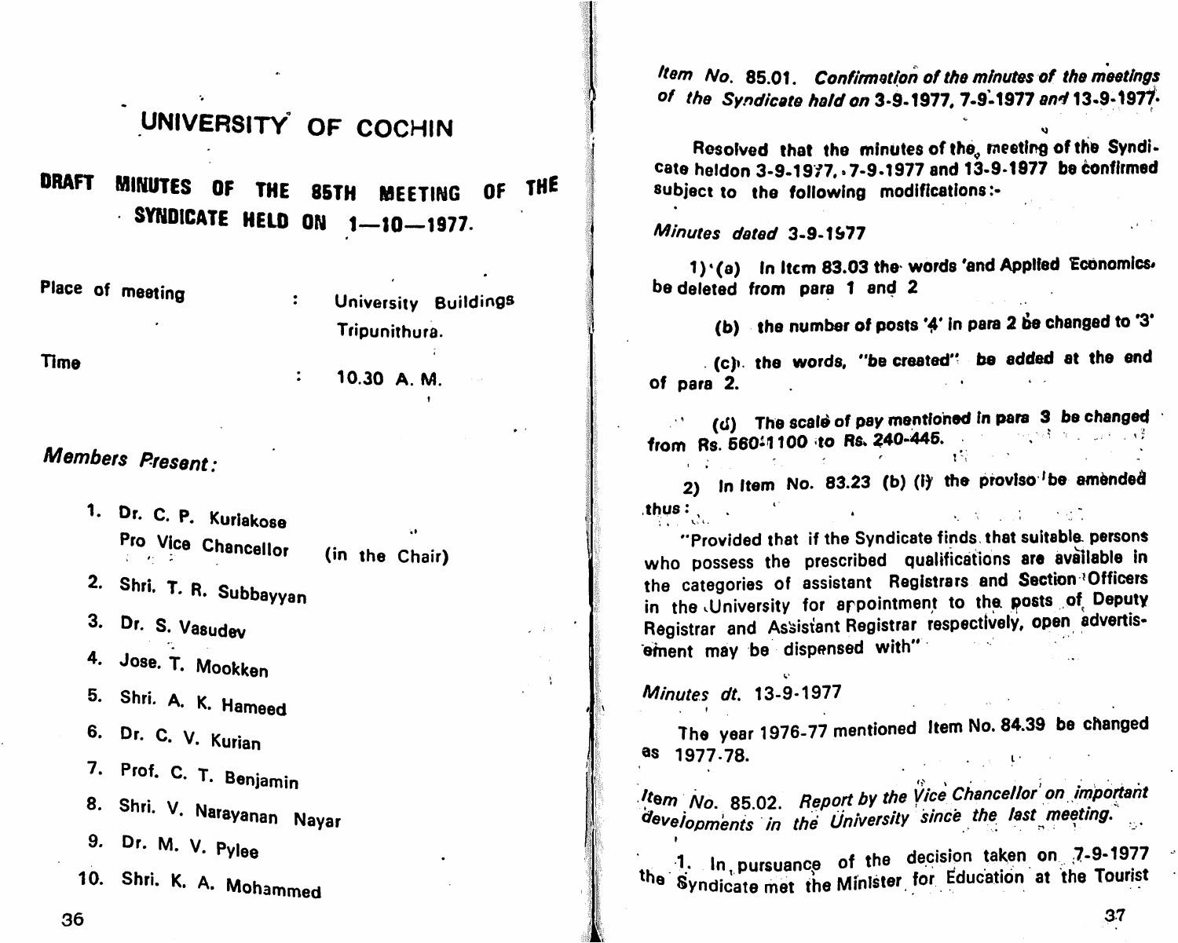# UNIVERSITY OF COCHIN

## DRAFT MINUTES OF THE 85TH MEETING OF THE SYNDICATE HELD ON 1—10—1977.

Place of meeting : University Buildings Tripunithura.

Time : 10.30 A. M.

*Members Present:*

1. Dr. C. P. Kuriakose Pro Vice Chancellor (in the Chair)
2. Shri. T. R. Subbayyan
3. Dr. S. Vasudev
4. Jose. T. Mookken
5. Shri. A. K. Hameed
6. Dr. C. V. Kurian
7. Prof. C. T. Benjamin
8. Shri. V. Narayanan Nayar
9. Dr. M. V. Pylee
10. Shri. K. A. Mohammed

*Item No.* 85.01. *Confirmation of the minutes of the meetings of the Syndicate held on* 3-9-1977, 7-9-1977 *and* 13-9-1977.

Resolved that the minutes of the meeting of the Syndicate heldon 3-9-1977, 7-9-1977 and 13-9-1977 be confirmed subject to the following modifications:-

*Minutes dated* 3-9-1977

1) (a) In Item 83.03 the words 'and Applied Economics' be deleted from para 1 and 2

(b) the number of posts '4' in para 2 be changed to '3'

(c) the words, "be created" be added at the end of para 2.

(d) The scale of pay mentioned in para 3 be changed from Rs. 560-1100 to Rs. 240-445.

2) In Item No. 83.23 (b) (i) the proviso be amended thus:

"Provided that if the Syndicate finds that suitable persons who possess the prescribed qualifications are available in the categories of assistant Registrars and Section Officers in the University for appointment to the posts of Deputy Registrar and Assistant Registrar respectively, open advertisement may be dispensed with"

*Minutes dt.* 13-9-1977

The year 1976-77 mentioned Item No. 84.39 be changed as 1977-78.

*Item No.* 85.02. *Report by the Vice Chancellor on important developments in the University since the last meeting.*

1. In pursuance of the decision taken on 7-9-1977 the Syndicate met the Minister for Education at the Tourist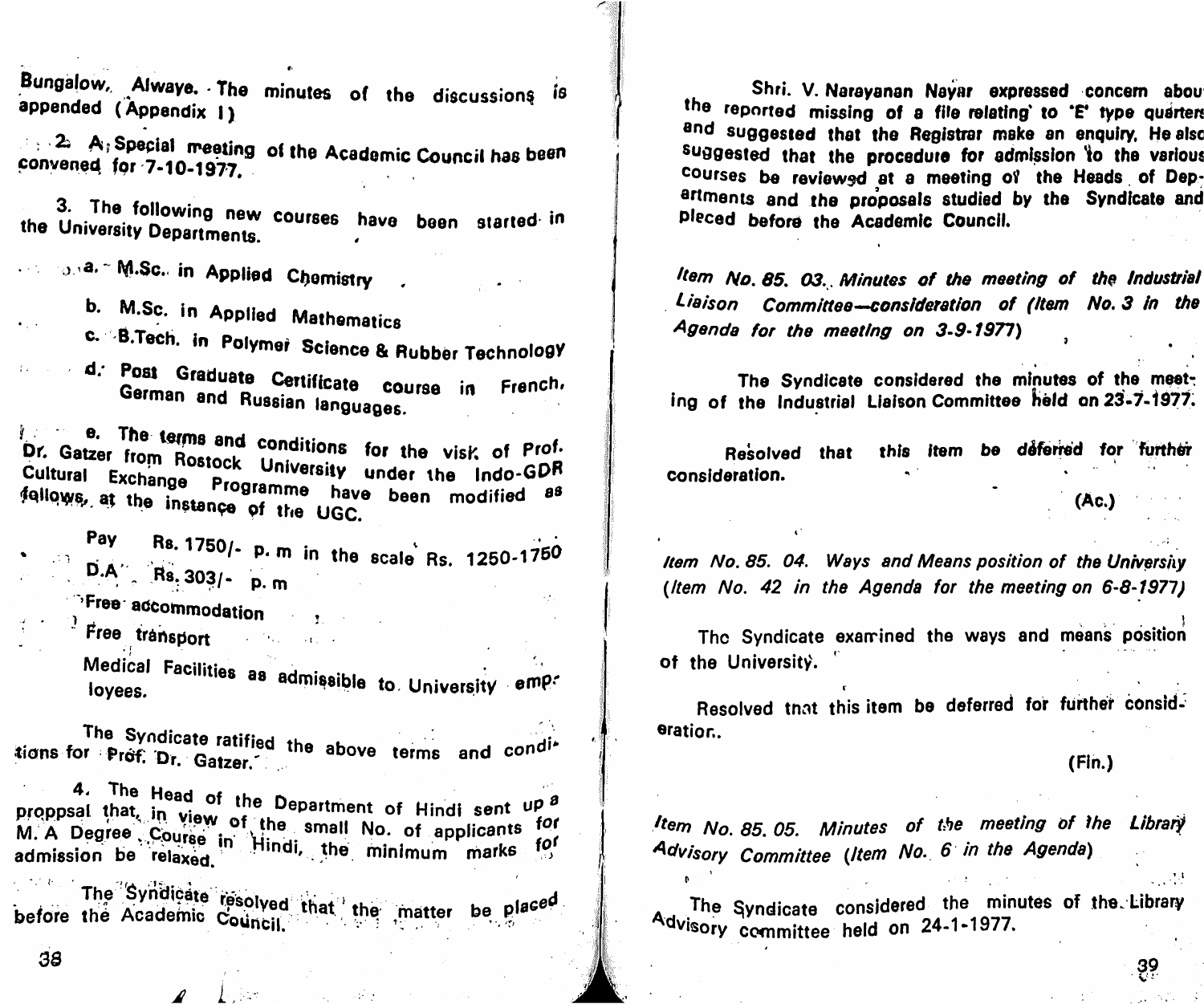Bungalow, Alwaye. The minutes of the discussions is appended (Appendix I)

2. A Special meeting of the Academic Council has been convened for 7-10-1977.

3. The following new courses have been started in the University Departments.

a. M.Sc. in Applied Chemistry

b. M.Sc. in Applied Mathematics

c. B.Tech. in Polymer Science & Rubber Technology

d. Post Graduate Certificate course in French, German and Russian languages.

e. The terms and conditions for the visit of Prof. Dr. Gatzer from Rostock University under the Indo-GDR Cultural Exchange Programme have been modified as follows, at the instance of the UGC.

Pay Rs. 1750/- p. m in the scale Rs. 1250-1750

D.A Rs. 303/- p. m

Free accommodation

Free transport

Medical Facilities as admissible to University employees.

The Syndicate ratified the above terms and conditions for Prof. Dr. Gatzer.

4. The Head of the Department of Hindi sent up a proposal that, in view of the small No. of applicants for M. A Degree Course in Hindi, the minimum marks for admission be relaxed.

The Syndicate resolved that the matter be placed before the Academic Council.

Shri. V. Narayanan Nayar expressed concern about the reported missing of a file relating to 'E' type quarters and suggested that the Registrar make an enquiry. He also suggested that the procedure for admission to the various courses be reviewed at a meeting of the Heads of Departments and the proposals studied by the Syndicate and placed before the Academic Council.

*Item No. 85. 03. Minutes of the meeting of the Industrial Liaison Committee—consideration of (Item No. 3 in the Agenda for the meeting on 3-9-1977)*

The Syndicate considered the minutes of the meeting of the Industrial Liaison Committee held on 23-7-1977.

Resolved that this item be deferred for further consideration.

(Ac.)

*Item No. 85. 04. Ways and Means position of the University (Item No. 42 in the Agenda for the meeting on 6-8-1977)*

The Syndicate examined the ways and means position of the University.

Resolved that this item be deferred for further consideration.

(Fin.)

*Item No. 85. 05. Minutes of the meeting of the Library Advisory Committee (Item No. 6 in the Agenda)*

The Syndicate considered the minutes of the Library Advisory committee held on 24-1-1977.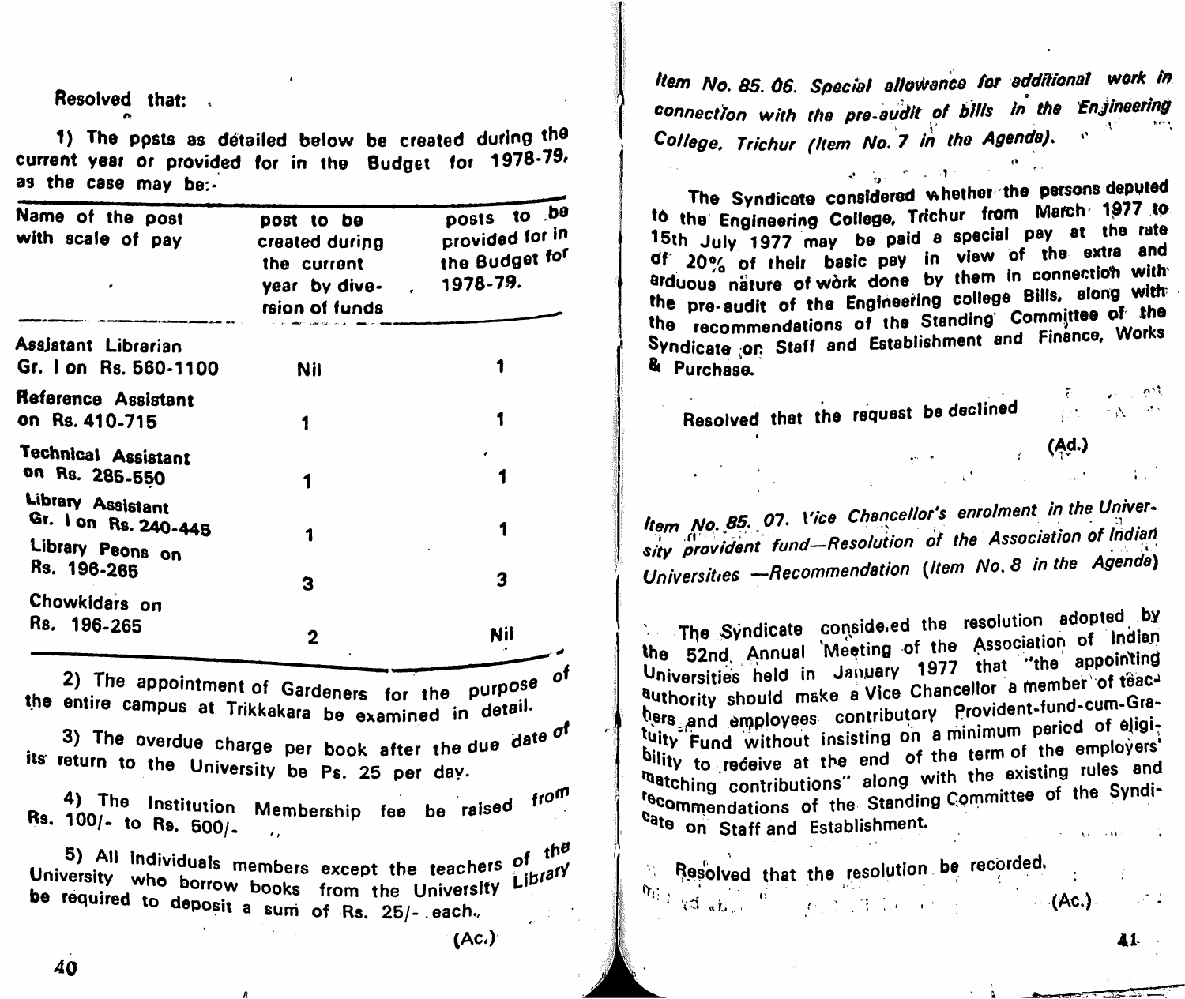Resolved that:

1) The posts as detailed below be created during the current year or provided for in the Budget for 1978-79, as the case may be:-

| Name of the post with scale of pay | post to be created during the current year by diversion of funds | posts to be provided for in the Budget for 1978-79. |
|---|---|---|
| Assistant Librarian Gr. I on Rs. 560-1100 | Nil | 1 |
| Reference Assistant on Rs. 410-715 | 1 | 1 |
| Technical Assistant on Rs. 285-550 | 1 | 1 |
| Library Assistant Gr. I on Rs. 240-445 | 1 | 1 |
| Library Peons on Rs. 196-265 | 3 | 3 |
| Chowkidars on Rs. 196-265 | 2 | Nil |

2) The appointment of Gardeners for the purpose of the entire campus at Trikkakara be examined in detail.

3) The overdue charge per book after the due date of its return to the University be Ps. 25 per day.

4) The Institution Membership fee be raised from Rs. 100/- to Rs. 500/-

5) All individuals members except the teachers of the University who borrow books from the University Library be required to deposit a sum of Rs. 25/- each.

(Ac.)

*Item No. 85. 06. Special allowance for additional work in connection with the pre-audit of bills in the Engineering College, Trichur (Item No. 7 in the Agenda).*

The Syndicate considered whether the persons deputed to the Engineering College, Trichur from March 1977 to 15th July 1977 may be paid a special pay at the rate of 20% of their basic pay in view of the extra and arduous nature of work done by them in connection with the pre-audit of the Engineering college Bills, along with the recommendations of the Standing Committee of the Syndicate on Staff and Establishment and Finance, Works & Purchase.

Resolved that the request be declined

(Ad.)

*Item No. 85. 07. Vice Chancellor's enrolment in the University provident fund—Resolution of the Association of Indian Universities —Recommendation (Item No. 8 in the Agenda)*

The Syndicate considered the resolution adopted by the 52nd Annual Meeting of the Association of Indian Universities held in January 1977 that "the appointing authority should make a Vice Chancellor a member of teachers and employees contributory Provident-fund-cum-Gratuity Fund without insisting on a minimum period of eligibility to receive at the end of the term of the employers' matching contributions" along with the existing rules and recommendations of the Standing Committee of the Syndicate on Staff and Establishment.

Resolved that the resolution be recorded.

(Ac.)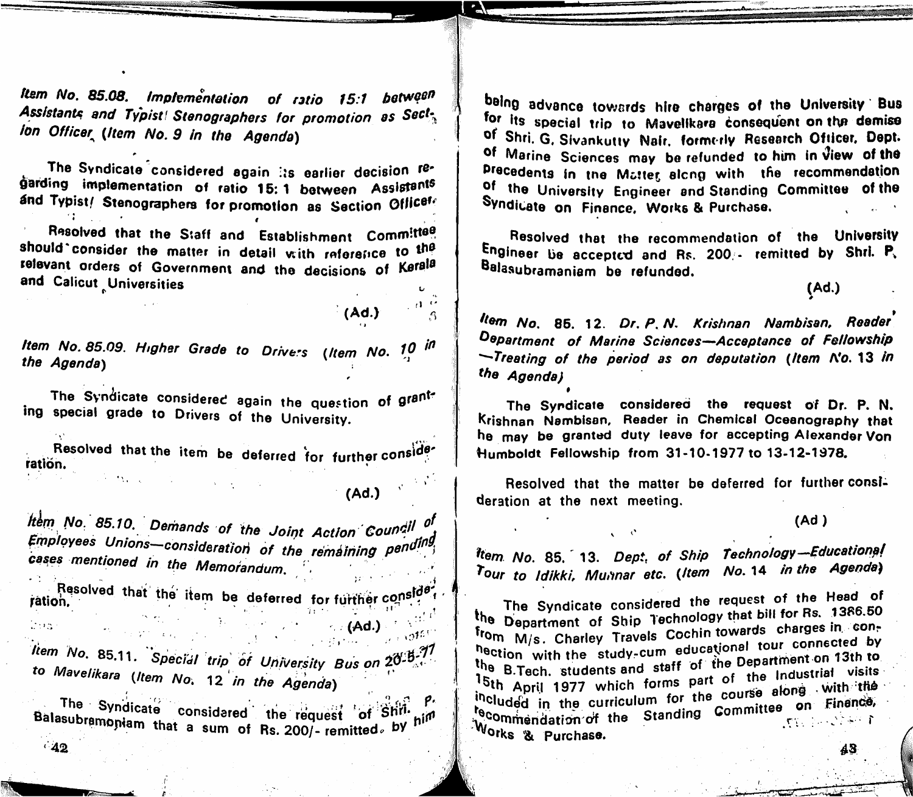*Item No. 85.08. Implementation of ratio 15:1 between Assistants and Typist/ Stenographers for promotion as Section Officer (Item No. 9 in the Agenda)*

The Syndicate considered again its earlier decision regarding implementation of ratio 15: 1 between Assistants and Typist/ Stenographers for promotion as Section Officer.

Resolved that the Staff and Establishment Committee should consider the matter in detail with reference to the relevant orders of Government and the decisions of Kerala and Calicut Universities

(Ad.)

*Item No. 85.09. Higher Grade to Drivers (Item No. 10 in the Agenda)*

The Syndicate considered again the question of granting special grade to Drivers of the University.

Resolved that the item be deferred for further consideration.

(Ad.)

*Item No. 85.10. Demands of the Joint Action Council of Employees Unions—consideration of the remaining pending cases mentioned in the Memorandum.*

Resolved that the item be deferred for further consideration.

(Ad.)

*Item No. 85.11. Special trip of University Bus on 20-5-77 to Mavelikara (Item No. 12 in the Agenda)*

The Syndicate considered the request of Shri. P. Balasubramoniam that a sum of Rs. 200/- remitted by him being advance towards hire charges of the University Bus for its special trip to Mavelikara consequent on the demise of Shri. G. Sivankutty Nair, formerly Research Officer, Dept. of Marine Sciences may be refunded to him in view of the precedents in the Matter along with the recommendation of the University Engineer and Standing Committee of the Syndicate on Finance, Works & Purchase.

Resolved that the recommendation of the University Engineer be accepted and Rs. 200/- remitted by Shri. P. Balasubramaniam be refunded.

(Ad.)

*Item No. 85. 12. Dr. P. N. Krishnan Nambisan, Reader Department of Marine Sciences—Acceptance of Fellowship —Treating of the period as on deputation (Item No. 13 in the Agenda)*

The Syndicate considered the request of Dr. P. N. Krishnan Nambisan, Reader in Chemical Oceanography that he may be granted duty leave for accepting Alexander Von Humboldt Fellowship from 31-10-1977 to 13-12-1978.

Resolved that the matter be deferred for further consideration at the next meeting.

(Ad.)

*Item No. 85. 13. Dept. of Ship Technology—Educational Tour to Idikki, Munnar etc. (Item No. 14 in the Agenda)*

The Syndicate considered the request of the Head of the Department of Ship Technology that bill for Rs. 1386.50 from M/s. Charley Travels Cochin towards charges in connection with the study-cum educational tour connected by the B.Tech. students and staff of the Department on 13th to 15th April 1977 which forms part of the Industrial visits included in the curriculum for the course along with the recommendation of the Standing Committee on Finance, Works & Purchase.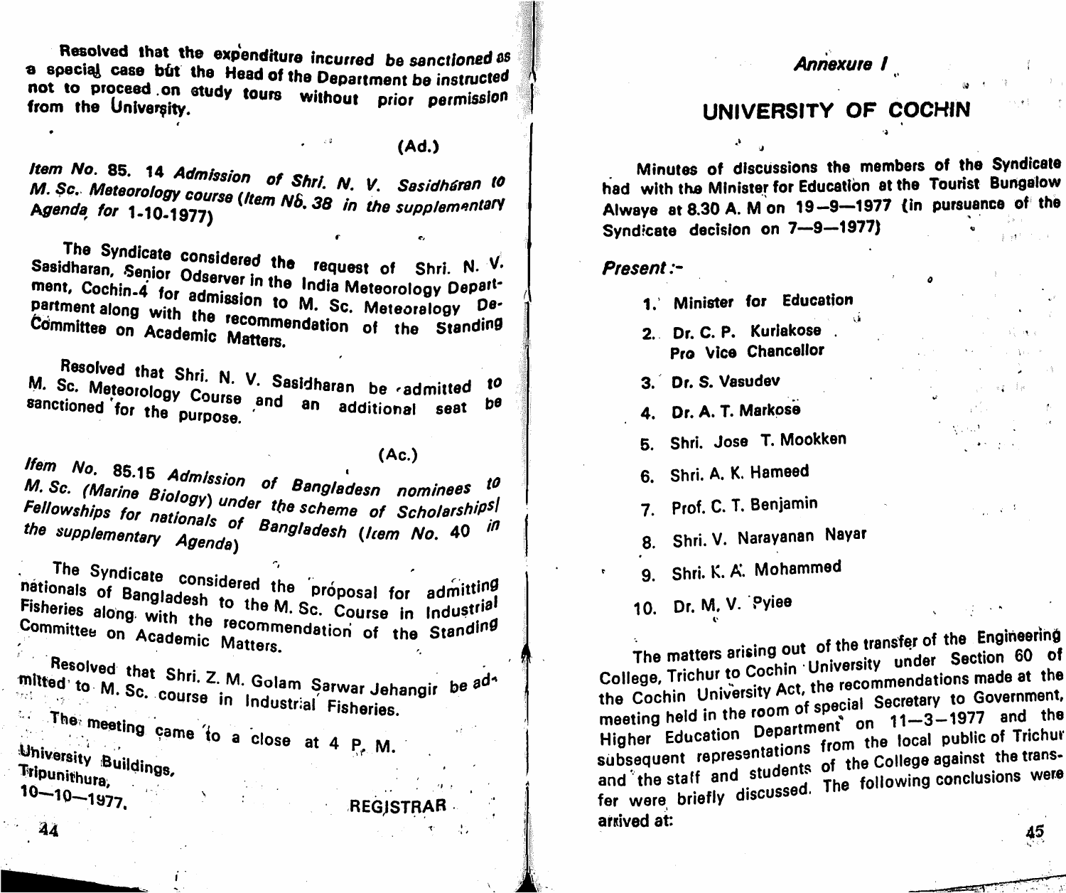Resolved that the expenditure incurred be sanctioned as a special case but the Head of the Department be instructed not to proceed on study tours without prior permission from the University.

(Ad.)

*Item No. 85. 14 Admission of Shri. N. V. Sasidharan to M. Sc. Meteorology course (Item No. 38 in the supplementary Agenda for 1-10-1977)*

The Syndicate considered the request of Shri. N. V. Sasidharan, Senior Odserver in the India Meteorology Department, Cochin-4 for admission to M. Sc. Meteoralogy Department along with the recommendation of the Standing Committee on Academic Matters.

Resolved that Shri. N. V. Sasidharan be admitted to M. Sc. Meteorology Course and an additional seat be sanctioned for the purpose.

(Ac.)

*Item No. 85.15 Admission of Bangladesn nominees to M. Sc. (Marine Biology) under the scheme of Scholarships/ Fellowships for nationals of Bangladesh (Item No. 40 in the supplementary Agenda)*

The Syndicate considered the proposal for admitting nationals of Bangladesh to the M. Sc. Course in Industrial Fisheries along with the recommendation of the Standing Committee on Academic Matters.

Resolved that Shri. Z. M. Golam Sarwar Jehangir be admitted to M. Sc. course in Industrial Fisheries.

The meeting came to a close at 4 P. M.

University Buildings,
Tripunithura,
10—10—1977.

REGISTRAR

*Annexure I*

## UNIVERSITY OF COCHIN

Minutes of discussions the members of the Syndicate had with the Minister for Education at the Tourist Bungalow Alwaye at 8.30 A. M on 19—9—1977 (in pursuance of the Syndicate decision on 7—9—1977)

*Present :-*

1. Minister for Education
2. Dr. C. P. Kuriakose
   Pro Vice Chancellor
3. Dr. S. Vasudev
4. Dr. A. T. Markose
5. Shri. Jose T. Mookken
6. Shri. A. K. Hameed
7. Prof. C. T. Benjamin
8. Shri. V. Narayanan Nayar
9. Shri. K. A. Mohammed
10. Dr. M. V. Pyiee

The matters arising out of the transfer of the Engineering College, Trichur to Cochin University under Section 60 of the Cochin University Act, the recommendations made at the meeting held in the room of special Secretary to Government, Higher Education Department on 11—3—1977 and the subsequent representations from the local public of Trichur and the staff and students of the College against the transfer were briefly discussed. The following conclusions were arrived at: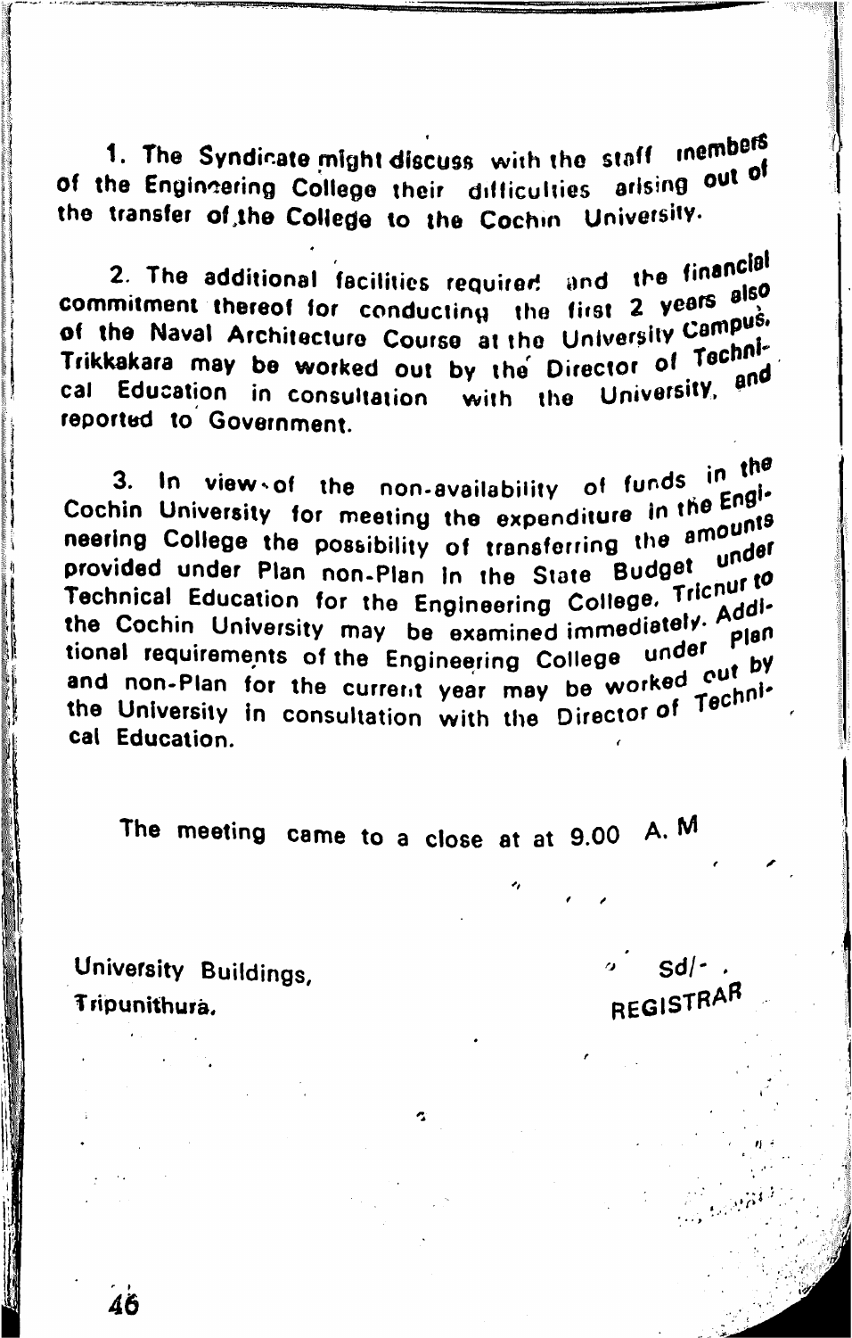1. The Syndicate might discuss with the staff members of the Engineering College their difficulties arising out of the transfer of the College to the Cochin University.

2. The additional facilities required and the financial commitment thereof for conducting the first 2 years also of the Naval Architecture Course at the University Campus, Trikkakara may be worked out by the Director of Technical Education in consultation with the University, and reported to Government.

3. In view of the non-availability of funds in the Cochin University for meeting the expenditure in the Engineering College the possibility of transferring the amounts provided under Plan non-Plan in the State Budget under Technical Education for the Engineering College, Tricnur to the Cochin University may be examined immediately. Additional requirements of the Engineering College under Plan and non-Plan for the current year may be worked out by the University in consultation with the Director of Technical Education.

The meeting came to a close at at 9.00 A. M

University Buildings,
Tripunithura.

Sd/-
REGISTRAR